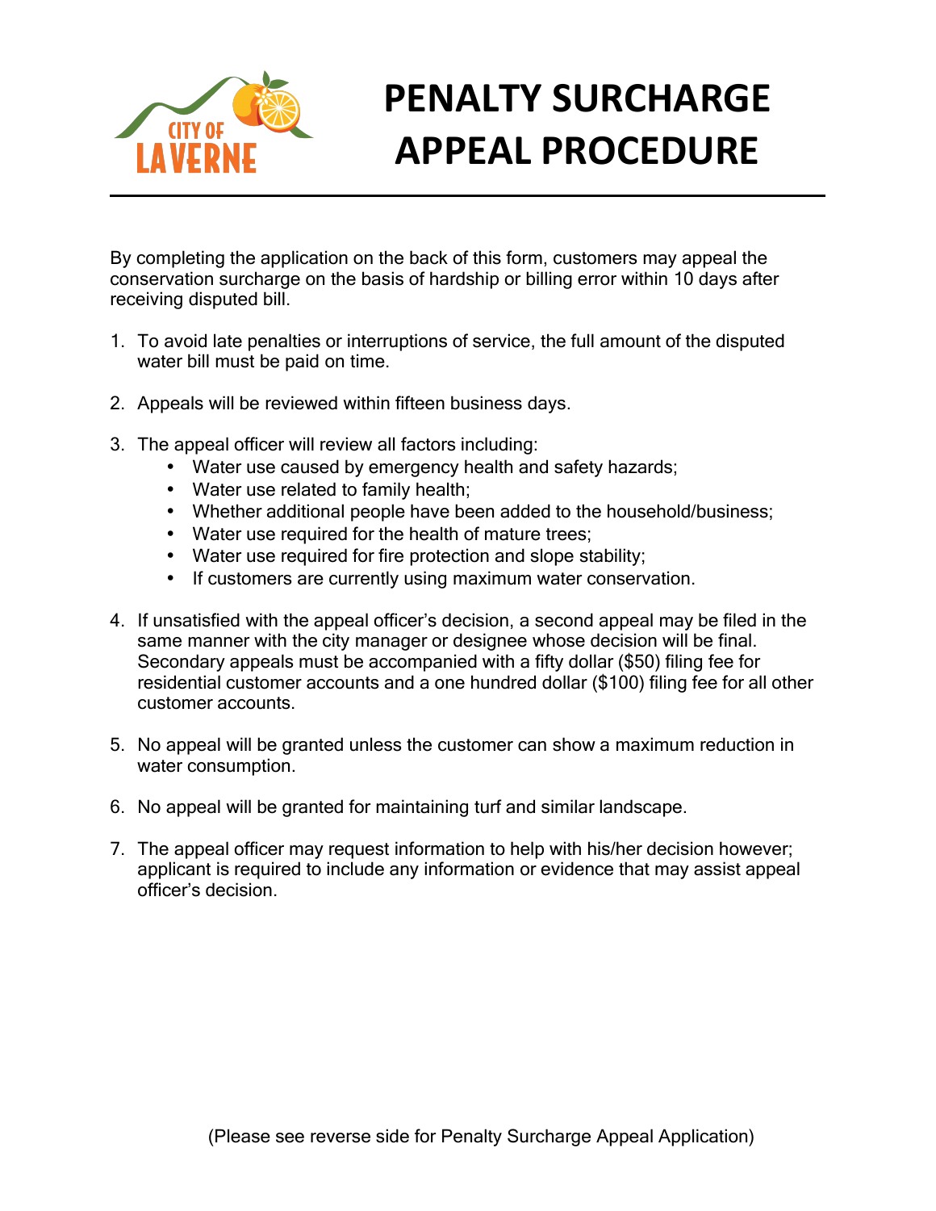CITY OF LAVERNE

# PENALTY SURCHARGE APPEAL PROCEDURE

By completing the application on the back of this form, customers may appeal the conservation surcharge on the basis of hardship or billing error within 10 days after receiving disputed bill.

1. To avoid late penalties or interruptions of service, the full amount of the disputed water bill must be paid on time.

2. Appeals will be reviewed within fifteen business days.

3. The appeal officer will review all factors including:
   - Water use caused by emergency health and safety hazards;
   - Water use related to family health;
   - Whether additional people have been added to the household/business;
   - Water use required for the health of mature trees;
   - Water use required for fire protection and slope stability;
   - If customers are currently using maximum water conservation.

4. If unsatisfied with the appeal officer's decision, a second appeal may be filed in the same manner with the city manager or designee whose decision will be final. Secondary appeals must be accompanied with a fifty dollar ($50) filing fee for residential customer accounts and a one hundred dollar ($100) filing fee for all other customer accounts.

5. No appeal will be granted unless the customer can show a maximum reduction in water consumption.

6. No appeal will be granted for maintaining turf and similar landscape.

7. The appeal officer may request information to help with his/her decision however; applicant is required to include any information or evidence that may assist appeal officer's decision.

(Please see reverse side for Penalty Surcharge Appeal Application)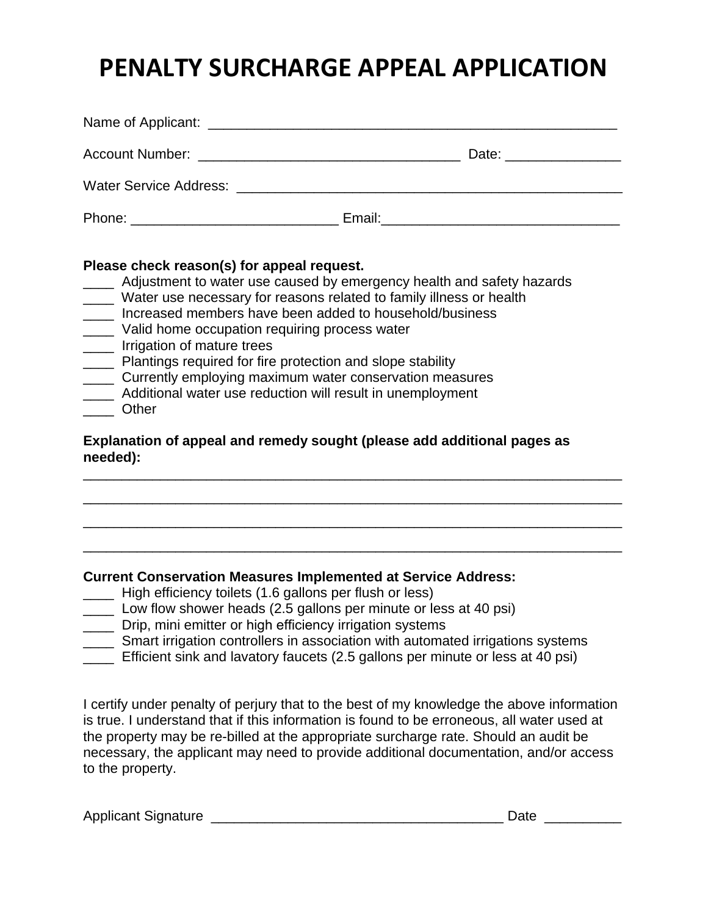# PENALTY SURCHARGE APPEAL APPLICATION

Name of Applicant: ________________________________________________________

Account Number: __________________________________ Date: _______________

Water Service Address: ____________________________________________________

Phone: ___________________________ Email:_______________________________

**Please check reason(s) for appeal request.**

____ Adjustment to water use caused by emergency health and safety hazards
____ Water use necessary for reasons related to family illness or health
____ Increased members have been added to household/business
____ Valid home occupation requiring process water
____ Irrigation of mature trees
____ Plantings required for fire protection and slope stability
____ Currently employing maximum water conservation measures
____ Additional water use reduction will result in unemployment
____ Other

**Explanation of appeal and remedy sought (please add additional pages as needed):**

______________________________________________________________________

______________________________________________________________________

______________________________________________________________________

______________________________________________________________________

**Current Conservation Measures Implemented at Service Address:**

____ High efficiency toilets (1.6 gallons per flush or less)
____ Low flow shower heads (2.5 gallons per minute or less at 40 psi)
____ Drip, mini emitter or high efficiency irrigation systems
____ Smart irrigation controllers in association with automated irrigations systems
____ Efficient sink and lavatory faucets (2.5 gallons per minute or less at 40 psi)

I certify under penalty of perjury that to the best of my knowledge the above information is true. I understand that if this information is found to be erroneous, all water used at the property may be re-billed at the appropriate surcharge rate. Should an audit be necessary, the applicant may need to provide additional documentation, and/or access to the property.

Applicant Signature ______________________________________ Date __________